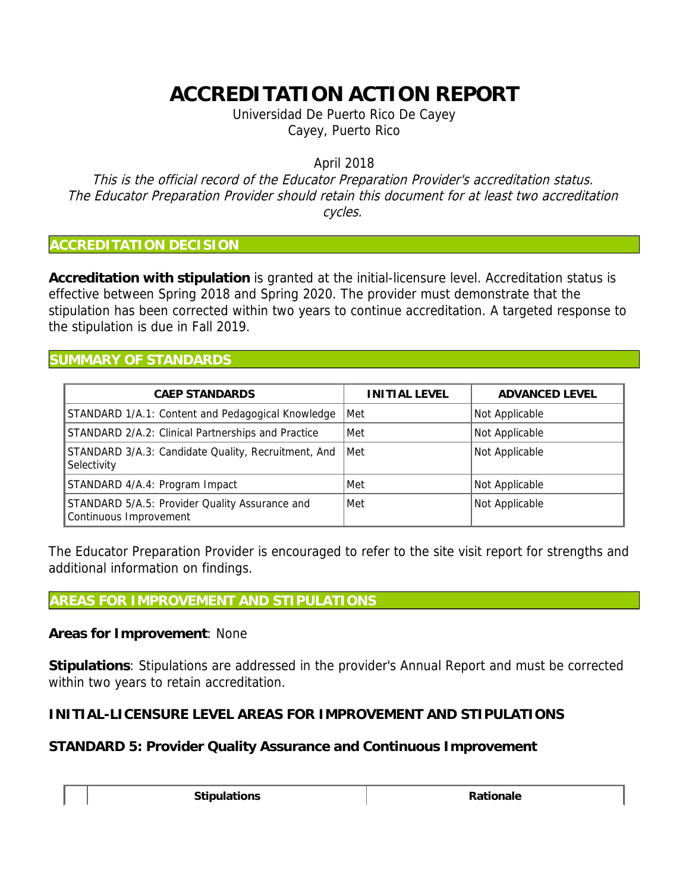# ACCREDITATION ACTION REPORT

Universidad De Puerto Rico De Cayey
Cayey, Puerto Rico

April 2018

*This is the official record of the Educator Preparation Provider's accreditation status. The Educator Preparation Provider should retain this document for at least two accreditation cycles.*

## ACCREDITATION DECISION

**Accreditation with stipulation** is granted at the initial-licensure level. Accreditation status is effective between Spring 2018 and Spring 2020. The provider must demonstrate that the stipulation has been corrected within two years to continue accreditation. A targeted response to the stipulation is due in Fall 2019.

## SUMMARY OF STANDARDS

| CAEP STANDARDS | INITIAL LEVEL | ADVANCED LEVEL |
|---|---|---|
| STANDARD 1/A.1: Content and Pedagogical Knowledge | Met | Not Applicable |
| STANDARD 2/A.2: Clinical Partnerships and Practice | Met | Not Applicable |
| STANDARD 3/A.3: Candidate Quality, Recruitment, And Selectivity | Met | Not Applicable |
| STANDARD 4/A.4: Program Impact | Met | Not Applicable |
| STANDARD 5/A.5: Provider Quality Assurance and Continuous Improvement | Met | Not Applicable |

The Educator Preparation Provider is encouraged to refer to the site visit report for strengths and additional information on findings.

## AREAS FOR IMPROVEMENT AND STIPULATIONS

**Areas for Improvement**: None

**Stipulations**: Stipulations are addressed in the provider's Annual Report and must be corrected within two years to retain accreditation.

### INITIAL-LICENSURE LEVEL AREAS FOR IMPROVEMENT AND STIPULATIONS

### STANDARD 5: Provider Quality Assurance and Continuous Improvement

| | Stipulations | Rationale |
|---|---|---|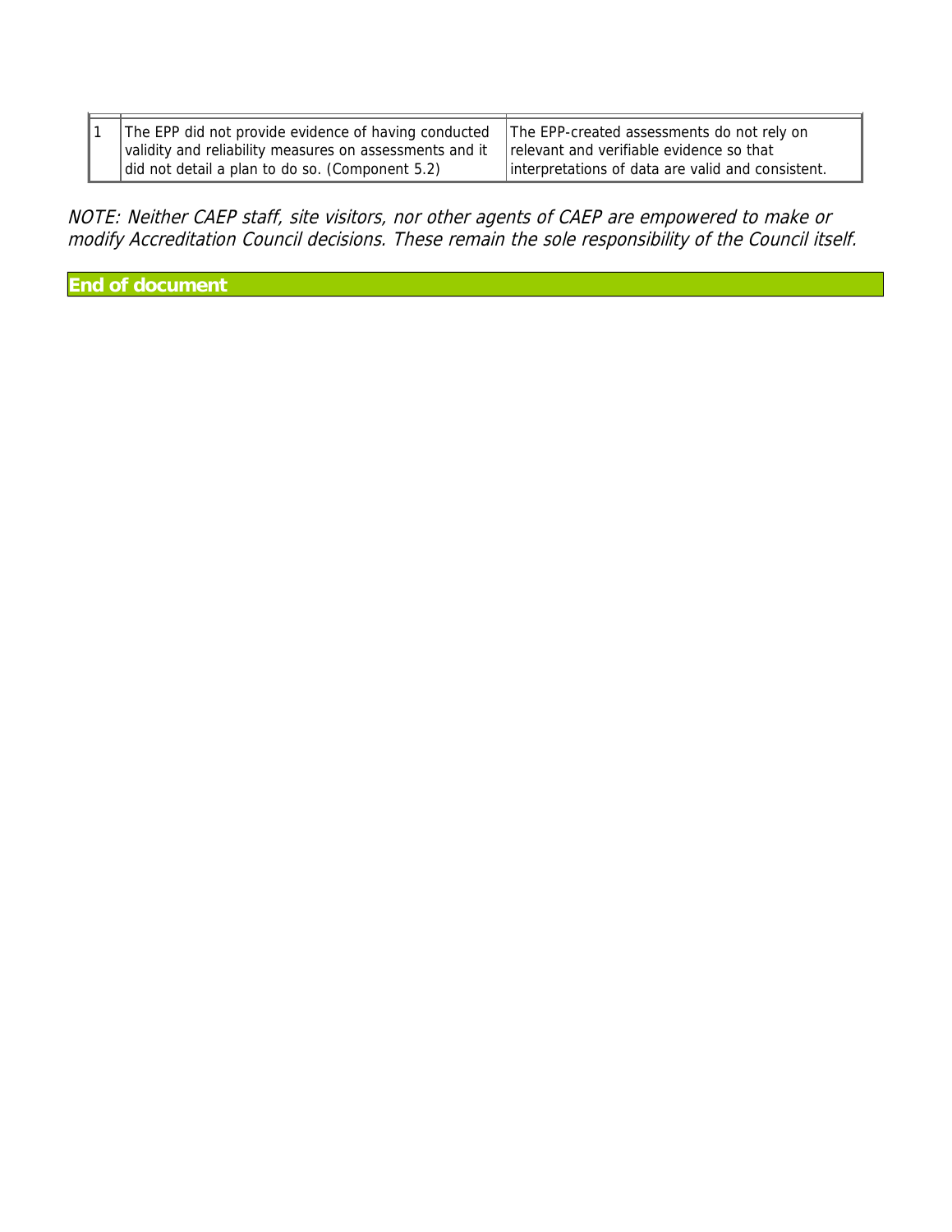| | | |
|---|---|---|
| 1 | The EPP did not provide evidence of having conducted validity and reliability measures on assessments and it did not detail a plan to do so. (Component 5.2) | The EPP-created assessments do not rely on relevant and verifiable evidence so that interpretations of data are valid and consistent. |

*NOTE: Neither CAEP staff, site visitors, nor other agents of CAEP are empowered to make or modify Accreditation Council decisions. These remain the sole responsibility of the Council itself.*

**End of document**